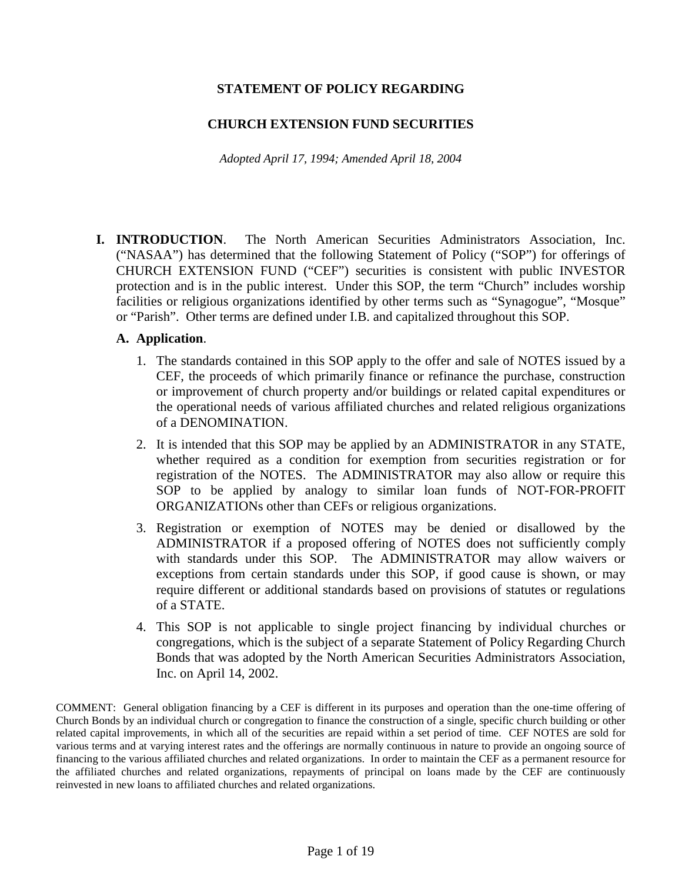# STATEMENT OF POLICY REGARDING

# CHURCH EXTENSION FUND SECURITIES

*Adopted April 17, 1994; Amended April 18, 2004*

## I. INTRODUCTION.

The North American Securities Administrators Association, Inc. ("NASAA") has determined that the following Statement of Policy ("SOP") for offerings of CHURCH EXTENSION FUND ("CEF") securities is consistent with public INVESTOR protection and is in the public interest. Under this SOP, the term "Church" includes worship facilities or religious organizations identified by other terms such as "Synagogue", "Mosque" or "Parish". Other terms are defined under I.B. and capitalized throughout this SOP.

### A. Application.

1. The standards contained in this SOP apply to the offer and sale of NOTES issued by a CEF, the proceeds of which primarily finance or refinance the purchase, construction or improvement of church property and/or buildings or related capital expenditures or the operational needs of various affiliated churches and related religious organizations of a DENOMINATION.
2. It is intended that this SOP may be applied by an ADMINISTRATOR in any STATE, whether required as a condition for exemption from securities registration or for registration of the NOTES. The ADMINISTRATOR may also allow or require this SOP to be applied by analogy to similar loan funds of NOT-FOR-PROFIT ORGANIZATIONs other than CEFs or religious organizations.
3. Registration or exemption of NOTES may be denied or disallowed by the ADMINISTRATOR if a proposed offering of NOTES does not sufficiently comply with standards under this SOP. The ADMINISTRATOR may allow waivers or exceptions from certain standards under this SOP, if good cause is shown, or may require different or additional standards based on provisions of statutes or regulations of a STATE.
4. This SOP is not applicable to single project financing by individual churches or congregations, which is the subject of a separate Statement of Policy Regarding Church Bonds that was adopted by the North American Securities Administrators Association, Inc. on April 14, 2002.

COMMENT: General obligation financing by a CEF is different in its purposes and operation than the one-time offering of Church Bonds by an individual church or congregation to finance the construction of a single, specific church building or other related capital improvements, in which all of the securities are repaid within a set period of time. CEF NOTES are sold for various terms and at varying interest rates and the offerings are normally continuous in nature to provide an ongoing source of financing to the various affiliated churches and related organizations. In order to maintain the CEF as a permanent resource for the affiliated churches and related organizations, repayments of principal on loans made by the CEF are continuously reinvested in new loans to affiliated churches and related organizations.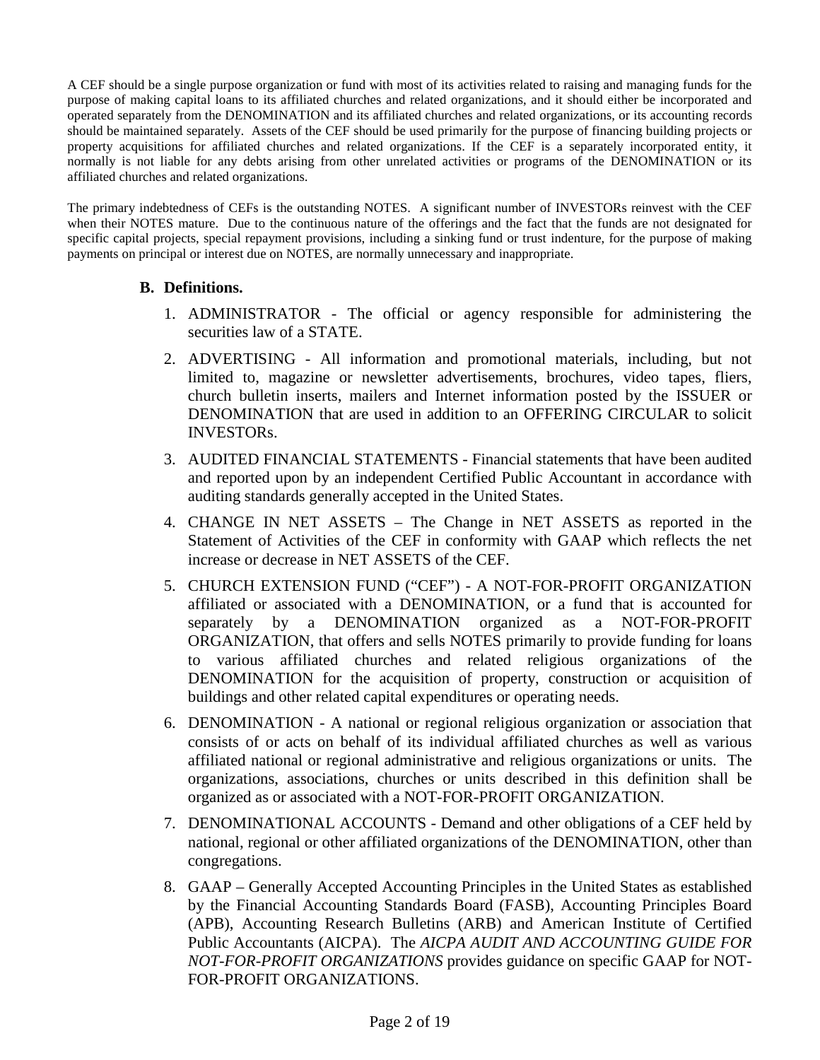A CEF should be a single purpose organization or fund with most of its activities related to raising and managing funds for the purpose of making capital loans to its affiliated churches and related organizations, and it should either be incorporated and operated separately from the DENOMINATION and its affiliated churches and related organizations, or its accounting records should be maintained separately. Assets of the CEF should be used primarily for the purpose of financing building projects or property acquisitions for affiliated churches and related organizations. If the CEF is a separately incorporated entity, it normally is not liable for any debts arising from other unrelated activities or programs of the DENOMINATION or its affiliated churches and related organizations.

The primary indebtedness of CEFs is the outstanding NOTES. A significant number of INVESTORs reinvest with the CEF when their NOTES mature. Due to the continuous nature of the offerings and the fact that the funds are not designated for specific capital projects, special repayment provisions, including a sinking fund or trust indenture, for the purpose of making payments on principal or interest due on NOTES, are normally unnecessary and inappropriate.

### B. Definitions.

1. ADMINISTRATOR - The official or agency responsible for administering the securities law of a STATE.
2. ADVERTISING - All information and promotional materials, including, but not limited to, magazine or newsletter advertisements, brochures, video tapes, fliers, church bulletin inserts, mailers and Internet information posted by the ISSUER or DENOMINATION that are used in addition to an OFFERING CIRCULAR to solicit INVESTORs.
3. AUDITED FINANCIAL STATEMENTS - Financial statements that have been audited and reported upon by an independent Certified Public Accountant in accordance with auditing standards generally accepted in the United States.
4. CHANGE IN NET ASSETS – The Change in NET ASSETS as reported in the Statement of Activities of the CEF in conformity with GAAP which reflects the net increase or decrease in NET ASSETS of the CEF.
5. CHURCH EXTENSION FUND ("CEF") - A NOT-FOR-PROFIT ORGANIZATION affiliated or associated with a DENOMINATION, or a fund that is accounted for separately by a DENOMINATION organized as a NOT-FOR-PROFIT ORGANIZATION, that offers and sells NOTES primarily to provide funding for loans to various affiliated churches and related religious organizations of the DENOMINATION for the acquisition of property, construction or acquisition of buildings and other related capital expenditures or operating needs.
6. DENOMINATION - A national or regional religious organization or association that consists of or acts on behalf of its individual affiliated churches as well as various affiliated national or regional administrative and religious organizations or units. The organizations, associations, churches or units described in this definition shall be organized as or associated with a NOT-FOR-PROFIT ORGANIZATION.
7. DENOMINATIONAL ACCOUNTS - Demand and other obligations of a CEF held by national, regional or other affiliated organizations of the DENOMINATION, other than congregations.
8. GAAP – Generally Accepted Accounting Principles in the United States as established by the Financial Accounting Standards Board (FASB), Accounting Principles Board (APB), Accounting Research Bulletins (ARB) and American Institute of Certified Public Accountants (AICPA). The *AICPA AUDIT AND ACCOUNTING GUIDE FOR NOT-FOR-PROFIT ORGANIZATIONS* provides guidance on specific GAAP for NOT-FOR-PROFIT ORGANIZATIONS.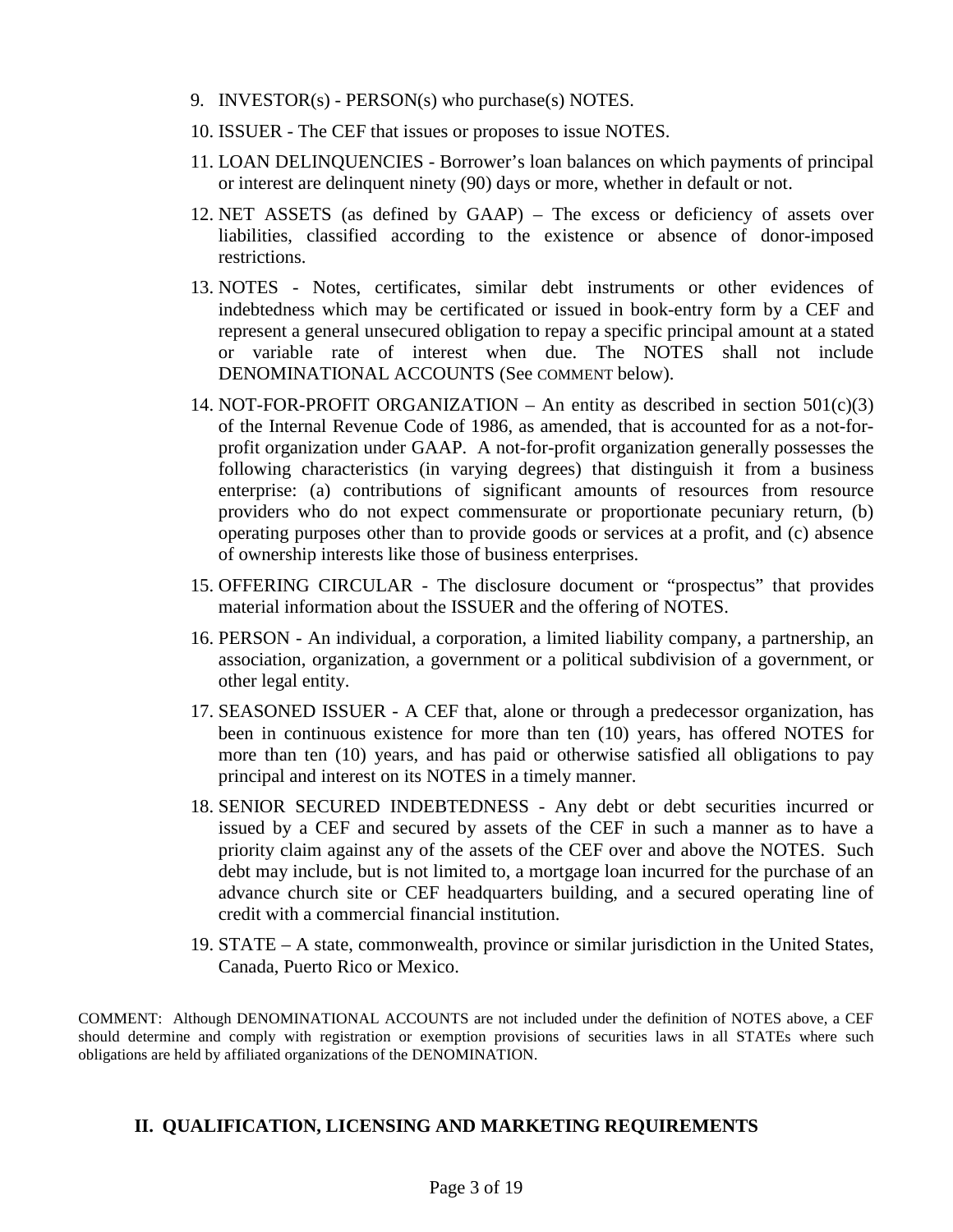9. INVESTOR(s) - PERSON(s) who purchase(s) NOTES.
10. ISSUER - The CEF that issues or proposes to issue NOTES.
11. LOAN DELINQUENCIES - Borrower's loan balances on which payments of principal or interest are delinquent ninety (90) days or more, whether in default or not.
12. NET ASSETS (as defined by GAAP) – The excess or deficiency of assets over liabilities, classified according to the existence or absence of donor-imposed restrictions.
13. NOTES - Notes, certificates, similar debt instruments or other evidences of indebtedness which may be certificated or issued in book-entry form by a CEF and represent a general unsecured obligation to repay a specific principal amount at a stated or variable rate of interest when due. The NOTES shall not include DENOMINATIONAL ACCOUNTS (See COMMENT below).
14. NOT-FOR-PROFIT ORGANIZATION – An entity as described in section 501(c)(3) of the Internal Revenue Code of 1986, as amended, that is accounted for as a not-for-profit organization under GAAP. A not-for-profit organization generally possesses the following characteristics (in varying degrees) that distinguish it from a business enterprise: (a) contributions of significant amounts of resources from resource providers who do not expect commensurate or proportionate pecuniary return, (b) operating purposes other than to provide goods or services at a profit, and (c) absence of ownership interests like those of business enterprises.
15. OFFERING CIRCULAR - The disclosure document or "prospectus" that provides material information about the ISSUER and the offering of NOTES.
16. PERSON - An individual, a corporation, a limited liability company, a partnership, an association, organization, a government or a political subdivision of a government, or other legal entity.
17. SEASONED ISSUER - A CEF that, alone or through a predecessor organization, has been in continuous existence for more than ten (10) years, has offered NOTES for more than ten (10) years, and has paid or otherwise satisfied all obligations to pay principal and interest on its NOTES in a timely manner.
18. SENIOR SECURED INDEBTEDNESS - Any debt or debt securities incurred or issued by a CEF and secured by assets of the CEF in such a manner as to have a priority claim against any of the assets of the CEF over and above the NOTES. Such debt may include, but is not limited to, a mortgage loan incurred for the purchase of an advance church site or CEF headquarters building, and a secured operating line of credit with a commercial financial institution.
19. STATE – A state, commonwealth, province or similar jurisdiction in the United States, Canada, Puerto Rico or Mexico.

COMMENT: Although DENOMINATIONAL ACCOUNTS are not included under the definition of NOTES above, a CEF should determine and comply with registration or exemption provisions of securities laws in all STATEs where such obligations are held by affiliated organizations of the DENOMINATION.

## II. QUALIFICATION, LICENSING AND MARKETING REQUIREMENTS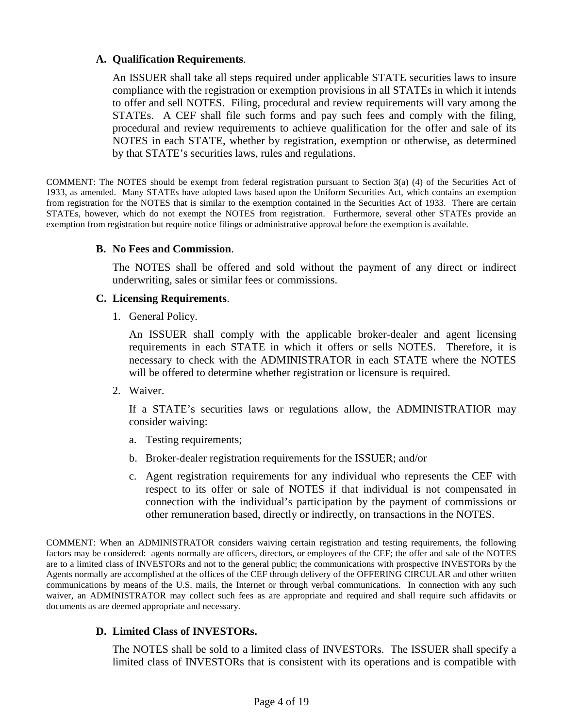**A. Qualification Requirements**.

An ISSUER shall take all steps required under applicable STATE securities laws to insure compliance with the registration or exemption provisions in all STATEs in which it intends to offer and sell NOTES. Filing, procedural and review requirements will vary among the STATEs. A CEF shall file such forms and pay such fees and comply with the filing, procedural and review requirements to achieve qualification for the offer and sale of its NOTES in each STATE, whether by registration, exemption or otherwise, as determined by that STATE's securities laws, rules and regulations.

COMMENT: The NOTES should be exempt from federal registration pursuant to Section 3(a) (4) of the Securities Act of 1933, as amended. Many STATEs have adopted laws based upon the Uniform Securities Act, which contains an exemption from registration for the NOTES that is similar to the exemption contained in the Securities Act of 1933. There are certain STATEs, however, which do not exempt the NOTES from registration. Furthermore, several other STATEs provide an exemption from registration but require notice filings or administrative approval before the exemption is available.

**B. No Fees and Commission**.

The NOTES shall be offered and sold without the payment of any direct or indirect underwriting, sales or similar fees or commissions.

**C. Licensing Requirements**.

1. General Policy.

   An ISSUER shall comply with the applicable broker-dealer and agent licensing requirements in each STATE in which it offers or sells NOTES. Therefore, it is necessary to check with the ADMINISTRATOR in each STATE where the NOTES will be offered to determine whether registration or licensure is required.

2. Waiver.

   If a STATE's securities laws or regulations allow, the ADMINISTRATIOR may consider waiving:

   a. Testing requirements;

   b. Broker-dealer registration requirements for the ISSUER; and/or

   c. Agent registration requirements for any individual who represents the CEF with respect to its offer or sale of NOTES if that individual is not compensated in connection with the individual's participation by the payment of commissions or other remuneration based, directly or indirectly, on transactions in the NOTES.

COMMENT: When an ADMINISTRATOR considers waiving certain registration and testing requirements, the following factors may be considered: agents normally are officers, directors, or employees of the CEF; the offer and sale of the NOTES are to a limited class of INVESTORs and not to the general public; the communications with prospective INVESTORs by the Agents normally are accomplished at the offices of the CEF through delivery of the OFFERING CIRCULAR and other written communications by means of the U.S. mails, the Internet or through verbal communications. In connection with any such waiver, an ADMINISTRATOR may collect such fees as are appropriate and required and shall require such affidavits or documents as are deemed appropriate and necessary.

**D. Limited Class of INVESTORs.**

The NOTES shall be sold to a limited class of INVESTORs. The ISSUER shall specify a limited class of INVESTORs that is consistent with its operations and is compatible with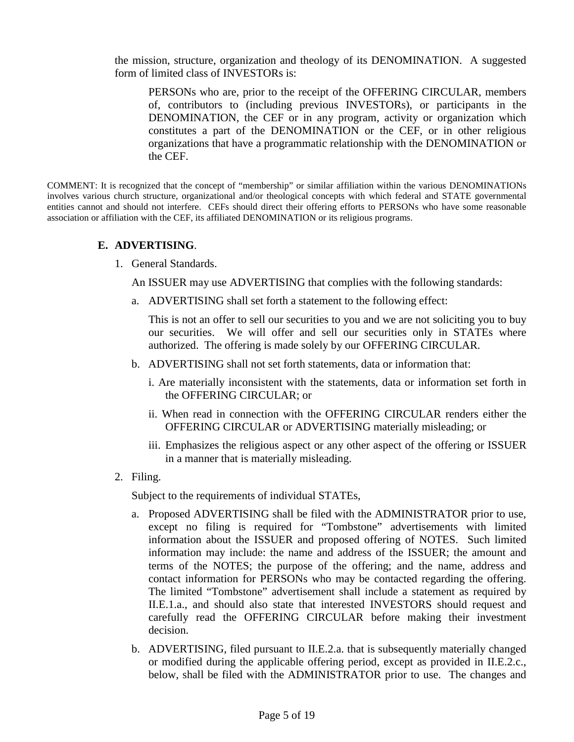the mission, structure, organization and theology of its DENOMINATION. A suggested form of limited class of INVESTORs is:

> PERSONs who are, prior to the receipt of the OFFERING CIRCULAR, members of, contributors to (including previous INVESTORs), or participants in the DENOMINATION, the CEF or in any program, activity or organization which constitutes a part of the DENOMINATION or the CEF, or in other religious organizations that have a programmatic relationship with the DENOMINATION or the CEF.

COMMENT: It is recognized that the concept of "membership" or similar affiliation within the various DENOMINATIONs involves various church structure, organizational and/or theological concepts with which federal and STATE governmental entities cannot and should not interfere. CEFs should direct their offering efforts to PERSONs who have some reasonable association or affiliation with the CEF, its affiliated DENOMINATION or its religious programs.

**E. ADVERTISING**.

1. General Standards.

   An ISSUER may use ADVERTISING that complies with the following standards:

   a. ADVERTISING shall set forth a statement to the following effect:

      This is not an offer to sell our securities to you and we are not soliciting you to buy our securities. We will offer and sell our securities only in STATEs where authorized. The offering is made solely by our OFFERING CIRCULAR.

   b. ADVERTISING shall not set forth statements, data or information that:

      i. Are materially inconsistent with the statements, data or information set forth in the OFFERING CIRCULAR; or

      ii. When read in connection with the OFFERING CIRCULAR renders either the OFFERING CIRCULAR or ADVERTISING materially misleading; or

      iii. Emphasizes the religious aspect or any other aspect of the offering or ISSUER in a manner that is materially misleading.

2. Filing.

   Subject to the requirements of individual STATEs,

   a. Proposed ADVERTISING shall be filed with the ADMINISTRATOR prior to use, except no filing is required for "Tombstone" advertisements with limited information about the ISSUER and proposed offering of NOTES. Such limited information may include: the name and address of the ISSUER; the amount and terms of the NOTES; the purpose of the offering; and the name, address and contact information for PERSONs who may be contacted regarding the offering. The limited "Tombstone" advertisement shall include a statement as required by II.E.1.a., and should also state that interested INVESTORS should request and carefully read the OFFERING CIRCULAR before making their investment decision.

   b. ADVERTISING, filed pursuant to II.E.2.a. that is subsequently materially changed or modified during the applicable offering period, except as provided in II.E.2.c., below, shall be filed with the ADMINISTRATOR prior to use. The changes and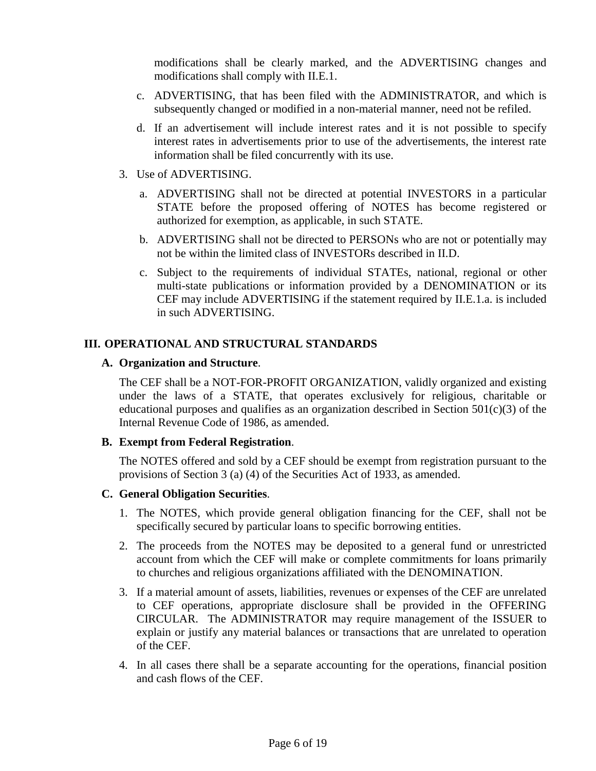modifications shall be clearly marked, and the ADVERTISING changes and modifications shall comply with II.E.1.

c. ADVERTISING, that has been filed with the ADMINISTRATOR, and which is subsequently changed or modified in a non-material manner, need not be refiled.

d. If an advertisement will include interest rates and it is not possible to specify interest rates in advertisements prior to use of the advertisements, the interest rate information shall be filed concurrently with its use.

3. Use of ADVERTISING.

   a. ADVERTISING shall not be directed at potential INVESTORS in a particular STATE before the proposed offering of NOTES has become registered or authorized for exemption, as applicable, in such STATE.

   b. ADVERTISING shall not be directed to PERSONs who are not or potentially may not be within the limited class of INVESTORs described in II.D.

   c. Subject to the requirements of individual STATEs, national, regional or other multi-state publications or information provided by a DENOMINATION or its CEF may include ADVERTISING if the statement required by II.E.1.a. is included in such ADVERTISING.

## III. OPERATIONAL AND STRUCTURAL STANDARDS

### A. Organization and Structure.

The CEF shall be a NOT-FOR-PROFIT ORGANIZATION, validly organized and existing under the laws of a STATE, that operates exclusively for religious, charitable or educational purposes and qualifies as an organization described in Section 501(c)(3) of the Internal Revenue Code of 1986, as amended.

### B. Exempt from Federal Registration.

The NOTES offered and sold by a CEF should be exempt from registration pursuant to the provisions of Section 3 (a) (4) of the Securities Act of 1933, as amended.

### C. General Obligation Securities.

1. The NOTES, which provide general obligation financing for the CEF, shall not be specifically secured by particular loans to specific borrowing entities.

2. The proceeds from the NOTES may be deposited to a general fund or unrestricted account from which the CEF will make or complete commitments for loans primarily to churches and religious organizations affiliated with the DENOMINATION.

3. If a material amount of assets, liabilities, revenues or expenses of the CEF are unrelated to CEF operations, appropriate disclosure shall be provided in the OFFERING CIRCULAR. The ADMINISTRATOR may require management of the ISSUER to explain or justify any material balances or transactions that are unrelated to operation of the CEF.

4. In all cases there shall be a separate accounting for the operations, financial position and cash flows of the CEF.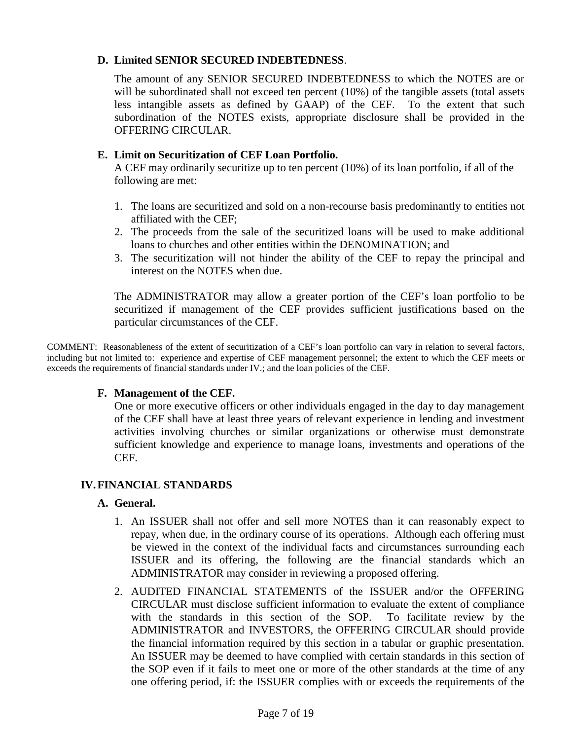### D. Limited SENIOR SECURED INDEBTEDNESS.

The amount of any SENIOR SECURED INDEBTEDNESS to which the NOTES are or will be subordinated shall not exceed ten percent (10%) of the tangible assets (total assets less intangible assets as defined by GAAP) of the CEF. To the extent that such subordination of the NOTES exists, appropriate disclosure shall be provided in the OFFERING CIRCULAR.

### E. Limit on Securitization of CEF Loan Portfolio.

A CEF may ordinarily securitize up to ten percent (10%) of its loan portfolio, if all of the following are met:

1. The loans are securitized and sold on a non-recourse basis predominantly to entities not affiliated with the CEF;
2. The proceeds from the sale of the securitized loans will be used to make additional loans to churches and other entities within the DENOMINATION; and
3. The securitization will not hinder the ability of the CEF to repay the principal and interest on the NOTES when due.

The ADMINISTRATOR may allow a greater portion of the CEF's loan portfolio to be securitized if management of the CEF provides sufficient justifications based on the particular circumstances of the CEF.

COMMENT: Reasonableness of the extent of securitization of a CEF's loan portfolio can vary in relation to several factors, including but not limited to: experience and expertise of CEF management personnel; the extent to which the CEF meets or exceeds the requirements of financial standards under IV.; and the loan policies of the CEF.

### F. Management of the CEF.

One or more executive officers or other individuals engaged in the day to day management of the CEF shall have at least three years of relevant experience in lending and investment activities involving churches or similar organizations or otherwise must demonstrate sufficient knowledge and experience to manage loans, investments and operations of the CEF.

## IV. FINANCIAL STANDARDS

### A. General.

1. An ISSUER shall not offer and sell more NOTES than it can reasonably expect to repay, when due, in the ordinary course of its operations. Although each offering must be viewed in the context of the individual facts and circumstances surrounding each ISSUER and its offering, the following are the financial standards which an ADMINISTRATOR may consider in reviewing a proposed offering.
2. AUDITED FINANCIAL STATEMENTS of the ISSUER and/or the OFFERING CIRCULAR must disclose sufficient information to evaluate the extent of compliance with the standards in this section of the SOP. To facilitate review by the ADMINISTRATOR and INVESTORS, the OFFERING CIRCULAR should provide the financial information required by this section in a tabular or graphic presentation. An ISSUER may be deemed to have complied with certain standards in this section of the SOP even if it fails to meet one or more of the other standards at the time of any one offering period, if: the ISSUER complies with or exceeds the requirements of the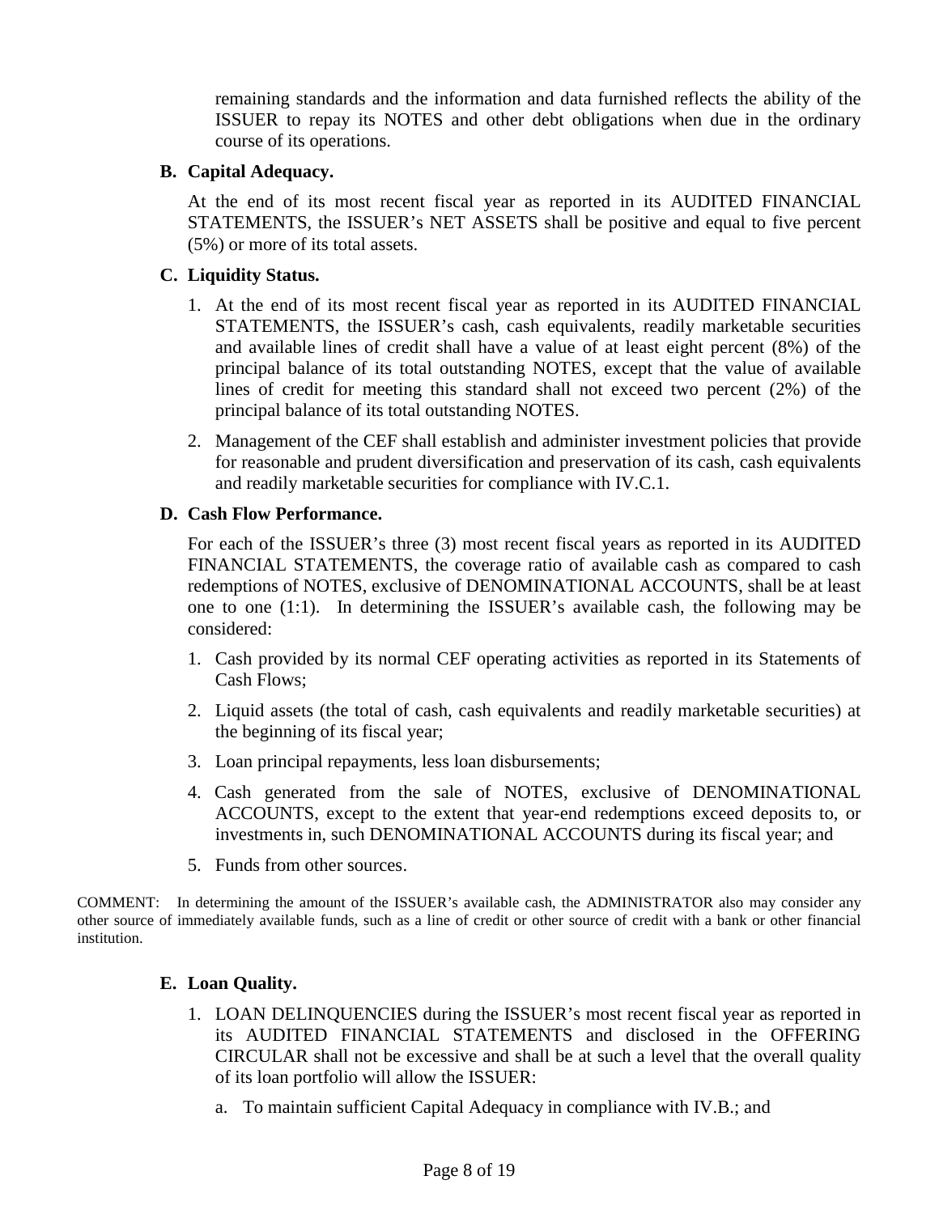remaining standards and the information and data furnished reflects the ability of the ISSUER to repay its NOTES and other debt obligations when due in the ordinary course of its operations.

**B. Capital Adequacy.**

At the end of its most recent fiscal year as reported in its AUDITED FINANCIAL STATEMENTS, the ISSUER's NET ASSETS shall be positive and equal to five percent (5%) or more of its total assets.

**C. Liquidity Status.**

1. At the end of its most recent fiscal year as reported in its AUDITED FINANCIAL STATEMENTS, the ISSUER's cash, cash equivalents, readily marketable securities and available lines of credit shall have a value of at least eight percent (8%) of the principal balance of its total outstanding NOTES, except that the value of available lines of credit for meeting this standard shall not exceed two percent (2%) of the principal balance of its total outstanding NOTES.
2. Management of the CEF shall establish and administer investment policies that provide for reasonable and prudent diversification and preservation of its cash, cash equivalents and readily marketable securities for compliance with IV.C.1.

**D. Cash Flow Performance.**

For each of the ISSUER's three (3) most recent fiscal years as reported in its AUDITED FINANCIAL STATEMENTS, the coverage ratio of available cash as compared to cash redemptions of NOTES, exclusive of DENOMINATIONAL ACCOUNTS, shall be at least one to one (1:1). In determining the ISSUER's available cash, the following may be considered:

1. Cash provided by its normal CEF operating activities as reported in its Statements of Cash Flows;
2. Liquid assets (the total of cash, cash equivalents and readily marketable securities) at the beginning of its fiscal year;
3. Loan principal repayments, less loan disbursements;
4. Cash generated from the sale of NOTES, exclusive of DENOMINATIONAL ACCOUNTS, except to the extent that year-end redemptions exceed deposits to, or investments in, such DENOMINATIONAL ACCOUNTS during its fiscal year; and
5. Funds from other sources.

COMMENT: In determining the amount of the ISSUER's available cash, the ADMINISTRATOR also may consider any other source of immediately available funds, such as a line of credit or other source of credit with a bank or other financial institution.

**E. Loan Quality.**

1. LOAN DELINQUENCIES during the ISSUER's most recent fiscal year as reported in its AUDITED FINANCIAL STATEMENTS and disclosed in the OFFERING CIRCULAR shall not be excessive and shall be at such a level that the overall quality of its loan portfolio will allow the ISSUER:
   a. To maintain sufficient Capital Adequacy in compliance with IV.B.; and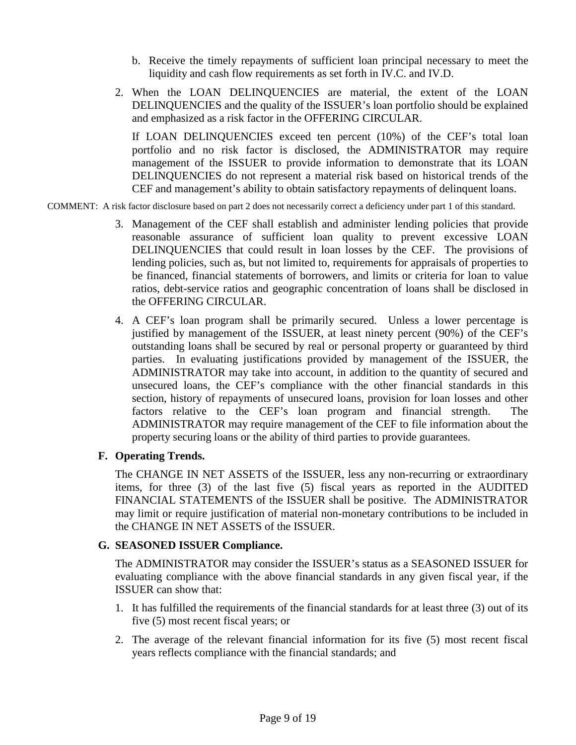b. Receive the timely repayments of sufficient loan principal necessary to meet the liquidity and cash flow requirements as set forth in IV.C. and IV.D.

2. When the LOAN DELINQUENCIES are material, the extent of the LOAN DELINQUENCIES and the quality of the ISSUER's loan portfolio should be explained and emphasized as a risk factor in the OFFERING CIRCULAR.

   If LOAN DELINQUENCIES exceed ten percent (10%) of the CEF's total loan portfolio and no risk factor is disclosed, the ADMINISTRATOR may require management of the ISSUER to provide information to demonstrate that its LOAN DELINQUENCIES do not represent a material risk based on historical trends of the CEF and management's ability to obtain satisfactory repayments of delinquent loans.

COMMENT: A risk factor disclosure based on part 2 does not necessarily correct a deficiency under part 1 of this standard.

3. Management of the CEF shall establish and administer lending policies that provide reasonable assurance of sufficient loan quality to prevent excessive LOAN DELINQUENCIES that could result in loan losses by the CEF. The provisions of lending policies, such as, but not limited to, requirements for appraisals of properties to be financed, financial statements of borrowers, and limits or criteria for loan to value ratios, debt-service ratios and geographic concentration of loans shall be disclosed in the OFFERING CIRCULAR.

4. A CEF's loan program shall be primarily secured. Unless a lower percentage is justified by management of the ISSUER, at least ninety percent (90%) of the CEF's outstanding loans shall be secured by real or personal property or guaranteed by third parties. In evaluating justifications provided by management of the ISSUER, the ADMINISTRATOR may take into account, in addition to the quantity of secured and unsecured loans, the CEF's compliance with the other financial standards in this section, history of repayments of unsecured loans, provision for loan losses and other factors relative to the CEF's loan program and financial strength. The ADMINISTRATOR may require management of the CEF to file information about the property securing loans or the ability of third parties to provide guarantees.

**F. Operating Trends.**

The CHANGE IN NET ASSETS of the ISSUER, less any non-recurring or extraordinary items, for three (3) of the last five (5) fiscal years as reported in the AUDITED FINANCIAL STATEMENTS of the ISSUER shall be positive. The ADMINISTRATOR may limit or require justification of material non-monetary contributions to be included in the CHANGE IN NET ASSETS of the ISSUER.

**G. SEASONED ISSUER Compliance.**

The ADMINISTRATOR may consider the ISSUER's status as a SEASONED ISSUER for evaluating compliance with the above financial standards in any given fiscal year, if the ISSUER can show that:

1. It has fulfilled the requirements of the financial standards for at least three (3) out of its five (5) most recent fiscal years; or
2. The average of the relevant financial information for its five (5) most recent fiscal years reflects compliance with the financial standards; and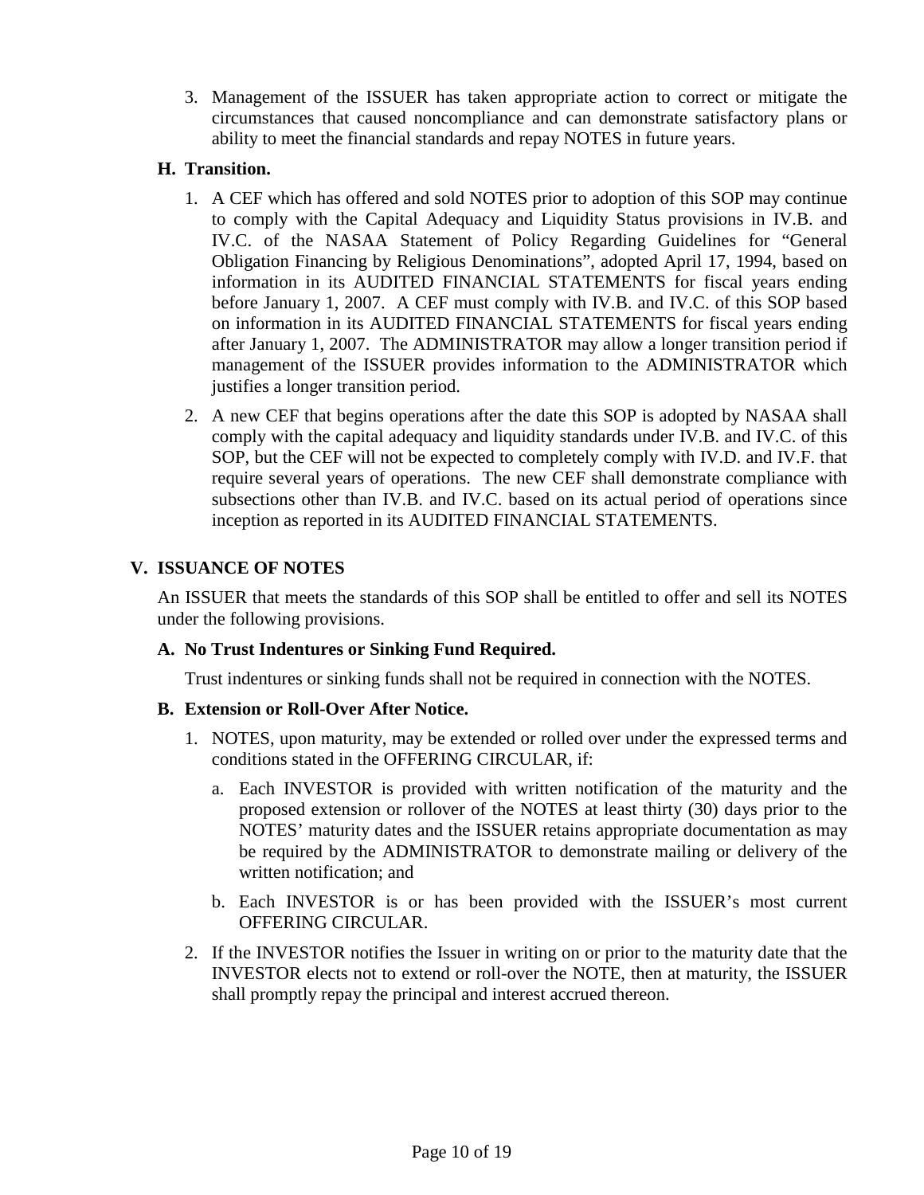3. Management of the ISSUER has taken appropriate action to correct or mitigate the circumstances that caused noncompliance and can demonstrate satisfactory plans or ability to meet the financial standards and repay NOTES in future years.

**H. Transition.**

1. A CEF which has offered and sold NOTES prior to adoption of this SOP may continue to comply with the Capital Adequacy and Liquidity Status provisions in IV.B. and IV.C. of the NASAA Statement of Policy Regarding Guidelines for "General Obligation Financing by Religious Denominations", adopted April 17, 1994, based on information in its AUDITED FINANCIAL STATEMENTS for fiscal years ending before January 1, 2007. A CEF must comply with IV.B. and IV.C. of this SOP based on information in its AUDITED FINANCIAL STATEMENTS for fiscal years ending after January 1, 2007. The ADMINISTRATOR may allow a longer transition period if management of the ISSUER provides information to the ADMINISTRATOR which justifies a longer transition period.

2. A new CEF that begins operations after the date this SOP is adopted by NASAA shall comply with the capital adequacy and liquidity standards under IV.B. and IV.C. of this SOP, but the CEF will not be expected to completely comply with IV.D. and IV.F. that require several years of operations. The new CEF shall demonstrate compliance with subsections other than IV.B. and IV.C. based on its actual period of operations since inception as reported in its AUDITED FINANCIAL STATEMENTS.

## V. ISSUANCE OF NOTES

An ISSUER that meets the standards of this SOP shall be entitled to offer and sell its NOTES under the following provisions.

**A. No Trust Indentures or Sinking Fund Required.**

Trust indentures or sinking funds shall not be required in connection with the NOTES.

**B. Extension or Roll-Over After Notice.**

1. NOTES, upon maturity, may be extended or rolled over under the expressed terms and conditions stated in the OFFERING CIRCULAR, if:

   a. Each INVESTOR is provided with written notification of the maturity and the proposed extension or rollover of the NOTES at least thirty (30) days prior to the NOTES' maturity dates and the ISSUER retains appropriate documentation as may be required by the ADMINISTRATOR to demonstrate mailing or delivery of the written notification; and

   b. Each INVESTOR is or has been provided with the ISSUER's most current OFFERING CIRCULAR.

2. If the INVESTOR notifies the Issuer in writing on or prior to the maturity date that the INVESTOR elects not to extend or roll-over the NOTE, then at maturity, the ISSUER shall promptly repay the principal and interest accrued thereon.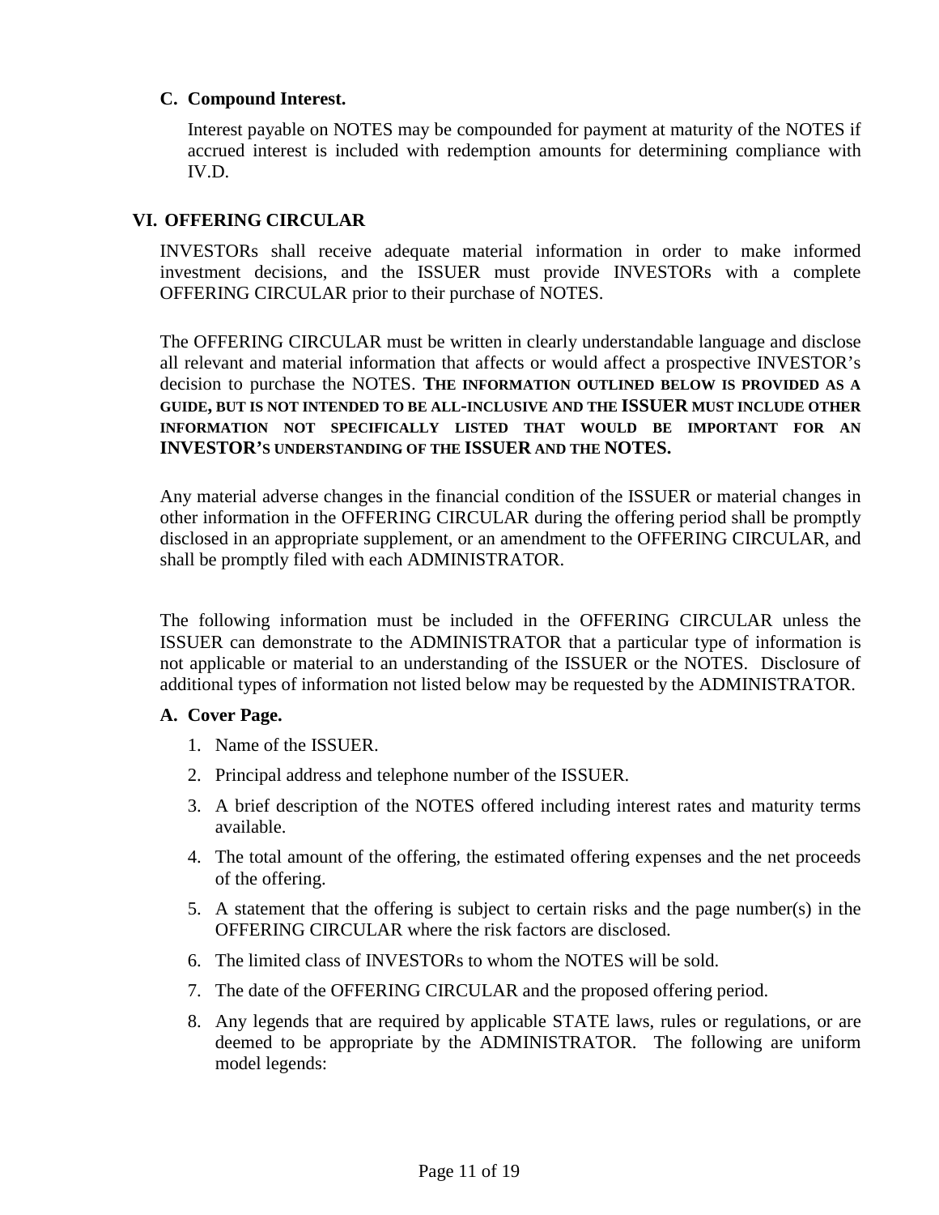### C. Compound Interest.

Interest payable on NOTES may be compounded for payment at maturity of the NOTES if accrued interest is included with redemption amounts for determining compliance with IV.D.

## VI. OFFERING CIRCULAR

INVESTORs shall receive adequate material information in order to make informed investment decisions, and the ISSUER must provide INVESTORs with a complete OFFERING CIRCULAR prior to their purchase of NOTES.

The OFFERING CIRCULAR must be written in clearly understandable language and disclose all relevant and material information that affects or would affect a prospective INVESTOR's decision to purchase the NOTES. **THE INFORMATION OUTLINED BELOW IS PROVIDED AS A GUIDE, BUT IS NOT INTENDED TO BE ALL-INCLUSIVE AND THE ISSUER MUST INCLUDE OTHER INFORMATION NOT SPECIFICALLY LISTED THAT WOULD BE IMPORTANT FOR AN INVESTOR'S UNDERSTANDING OF THE ISSUER AND THE NOTES.**

Any material adverse changes in the financial condition of the ISSUER or material changes in other information in the OFFERING CIRCULAR during the offering period shall be promptly disclosed in an appropriate supplement, or an amendment to the OFFERING CIRCULAR, and shall be promptly filed with each ADMINISTRATOR.

The following information must be included in the OFFERING CIRCULAR unless the ISSUER can demonstrate to the ADMINISTRATOR that a particular type of information is not applicable or material to an understanding of the ISSUER or the NOTES. Disclosure of additional types of information not listed below may be requested by the ADMINISTRATOR.

### A. Cover Page.

1. Name of the ISSUER.
2. Principal address and telephone number of the ISSUER.
3. A brief description of the NOTES offered including interest rates and maturity terms available.
4. The total amount of the offering, the estimated offering expenses and the net proceeds of the offering.
5. A statement that the offering is subject to certain risks and the page number(s) in the OFFERING CIRCULAR where the risk factors are disclosed.
6. The limited class of INVESTORs to whom the NOTES will be sold.
7. The date of the OFFERING CIRCULAR and the proposed offering period.
8. Any legends that are required by applicable STATE laws, rules or regulations, or are deemed to be appropriate by the ADMINISTRATOR. The following are uniform model legends: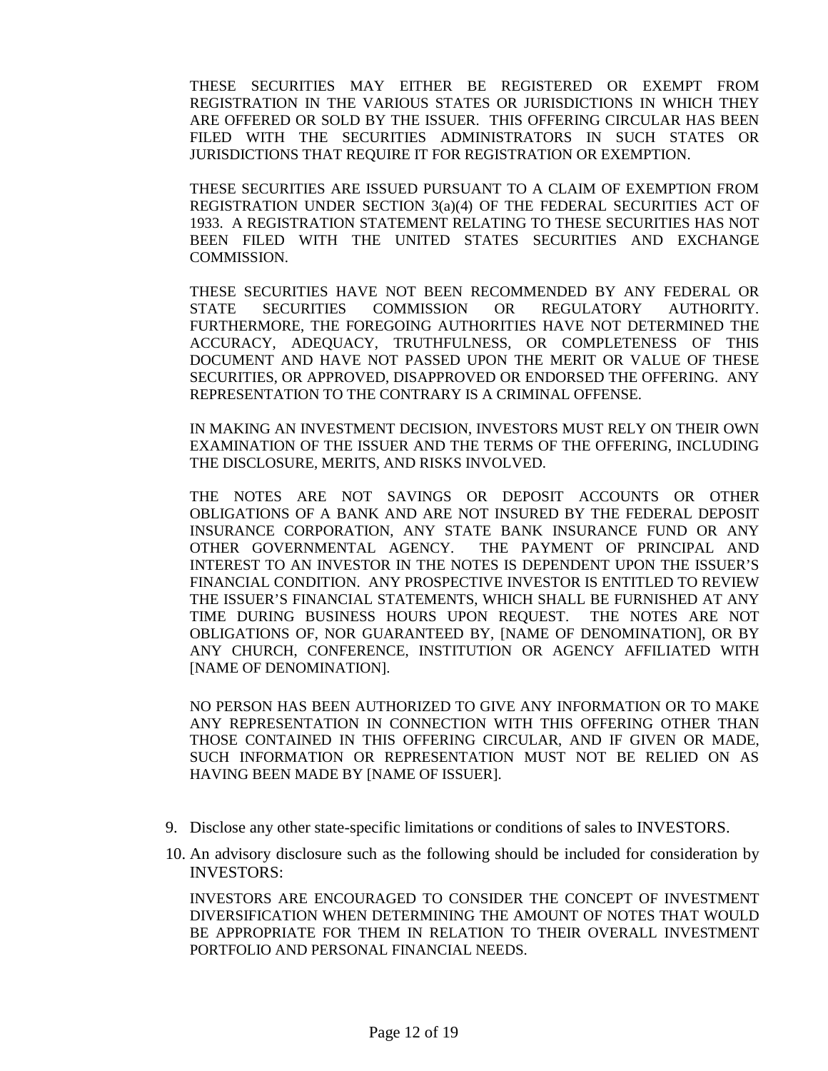THESE SECURITIES MAY EITHER BE REGISTERED OR EXEMPT FROM REGISTRATION IN THE VARIOUS STATES OR JURISDICTIONS IN WHICH THEY ARE OFFERED OR SOLD BY THE ISSUER. THIS OFFERING CIRCULAR HAS BEEN FILED WITH THE SECURITIES ADMINISTRATORS IN SUCH STATES OR JURISDICTIONS THAT REQUIRE IT FOR REGISTRATION OR EXEMPTION.

THESE SECURITIES ARE ISSUED PURSUANT TO A CLAIM OF EXEMPTION FROM REGISTRATION UNDER SECTION 3(a)(4) OF THE FEDERAL SECURITIES ACT OF 1933. A REGISTRATION STATEMENT RELATING TO THESE SECURITIES HAS NOT BEEN FILED WITH THE UNITED STATES SECURITIES AND EXCHANGE COMMISSION.

THESE SECURITIES HAVE NOT BEEN RECOMMENDED BY ANY FEDERAL OR STATE SECURITIES COMMISSION OR REGULATORY AUTHORITY. FURTHERMORE, THE FOREGOING AUTHORITIES HAVE NOT DETERMINED THE ACCURACY, ADEQUACY, TRUTHFULNESS, OR COMPLETENESS OF THIS DOCUMENT AND HAVE NOT PASSED UPON THE MERIT OR VALUE OF THESE SECURITIES, OR APPROVED, DISAPPROVED OR ENDORSED THE OFFERING. ANY REPRESENTATION TO THE CONTRARY IS A CRIMINAL OFFENSE.

IN MAKING AN INVESTMENT DECISION, INVESTORS MUST RELY ON THEIR OWN EXAMINATION OF THE ISSUER AND THE TERMS OF THE OFFERING, INCLUDING THE DISCLOSURE, MERITS, AND RISKS INVOLVED.

THE NOTES ARE NOT SAVINGS OR DEPOSIT ACCOUNTS OR OTHER OBLIGATIONS OF A BANK AND ARE NOT INSURED BY THE FEDERAL DEPOSIT INSURANCE CORPORATION, ANY STATE BANK INSURANCE FUND OR ANY OTHER GOVERNMENTAL AGENCY. THE PAYMENT OF PRINCIPAL AND INTEREST TO AN INVESTOR IN THE NOTES IS DEPENDENT UPON THE ISSUER'S FINANCIAL CONDITION. ANY PROSPECTIVE INVESTOR IS ENTITLED TO REVIEW THE ISSUER'S FINANCIAL STATEMENTS, WHICH SHALL BE FURNISHED AT ANY TIME DURING BUSINESS HOURS UPON REQUEST. THE NOTES ARE NOT OBLIGATIONS OF, NOR GUARANTEED BY, [NAME OF DENOMINATION], OR BY ANY CHURCH, CONFERENCE, INSTITUTION OR AGENCY AFFILIATED WITH [NAME OF DENOMINATION].

NO PERSON HAS BEEN AUTHORIZED TO GIVE ANY INFORMATION OR TO MAKE ANY REPRESENTATION IN CONNECTION WITH THIS OFFERING OTHER THAN THOSE CONTAINED IN THIS OFFERING CIRCULAR, AND IF GIVEN OR MADE, SUCH INFORMATION OR REPRESENTATION MUST NOT BE RELIED ON AS HAVING BEEN MADE BY [NAME OF ISSUER].

9. Disclose any other state-specific limitations or conditions of sales to INVESTORS.
10. An advisory disclosure such as the following should be included for consideration by INVESTORS:

    INVESTORS ARE ENCOURAGED TO CONSIDER THE CONCEPT OF INVESTMENT DIVERSIFICATION WHEN DETERMINING THE AMOUNT OF NOTES THAT WOULD BE APPROPRIATE FOR THEM IN RELATION TO THEIR OVERALL INVESTMENT PORTFOLIO AND PERSONAL FINANCIAL NEEDS.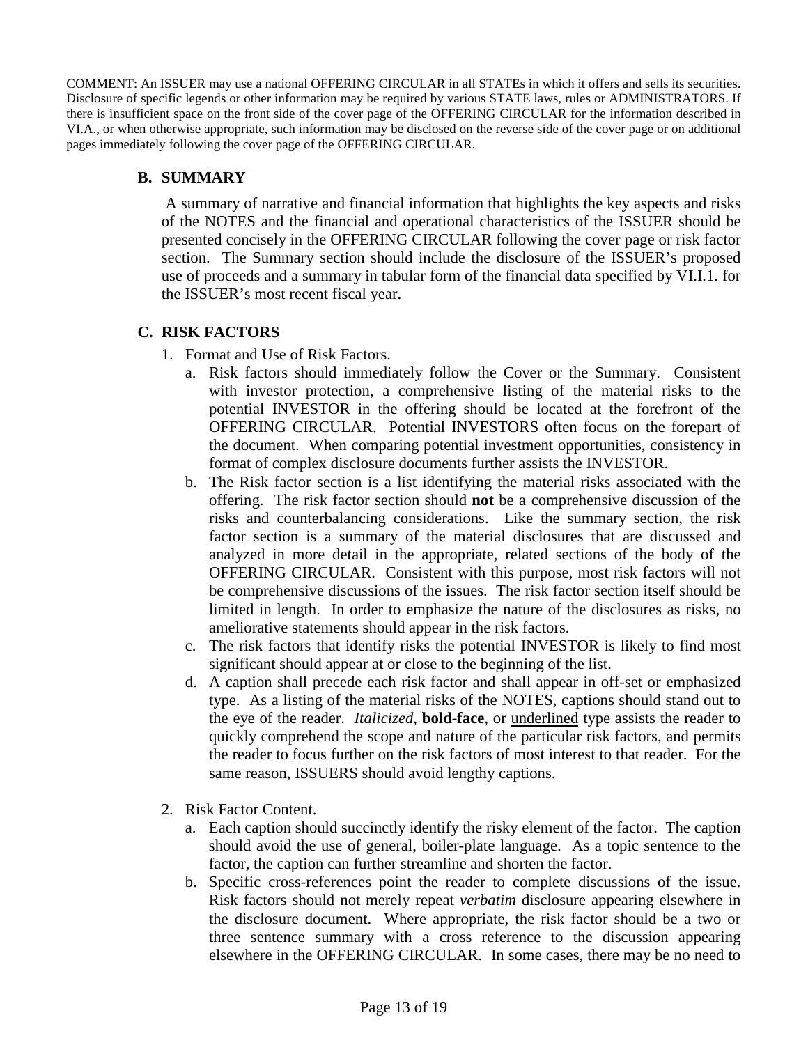COMMENT: An ISSUER may use a national OFFERING CIRCULAR in all STATEs in which it offers and sells its securities. Disclosure of specific legends or other information may be required by various STATE laws, rules or ADMINISTRATORS. If there is insufficient space on the front side of the cover page of the OFFERING CIRCULAR for the information described in VI.A., or when otherwise appropriate, such information may be disclosed on the reverse side of the cover page or on additional pages immediately following the cover page of the OFFERING CIRCULAR.

## B. SUMMARY

A summary of narrative and financial information that highlights the key aspects and risks of the NOTES and the financial and operational characteristics of the ISSUER should be presented concisely in the OFFERING CIRCULAR following the cover page or risk factor section. The Summary section should include the disclosure of the ISSUER's proposed use of proceeds and a summary in tabular form of the financial data specified by VI.I.1. for the ISSUER's most recent fiscal year.

## C. RISK FACTORS

1. Format and Use of Risk Factors.
   a. Risk factors should immediately follow the Cover or the Summary. Consistent with investor protection, a comprehensive listing of the material risks to the potential INVESTOR in the offering should be located at the forefront of the OFFERING CIRCULAR. Potential INVESTORS often focus on the forepart of the document. When comparing potential investment opportunities, consistency in format of complex disclosure documents further assists the INVESTOR.
   b. The Risk factor section is a list identifying the material risks associated with the offering. The risk factor section should **not** be a comprehensive discussion of the risks and counterbalancing considerations. Like the summary section, the risk factor section is a summary of the material disclosures that are discussed and analyzed in more detail in the appropriate, related sections of the body of the OFFERING CIRCULAR. Consistent with this purpose, most risk factors will not be comprehensive discussions of the issues. The risk factor section itself should be limited in length. In order to emphasize the nature of the disclosures as risks, no ameliorative statements should appear in the risk factors.
   c. The risk factors that identify risks the potential INVESTOR is likely to find most significant should appear at or close to the beginning of the list.
   d. A caption shall precede each risk factor and shall appear in off-set or emphasized type. As a listing of the material risks of the NOTES, captions should stand out to the eye of the reader. *Italicized*, **bold-face**, or <u>underlined</u> type assists the reader to quickly comprehend the scope and nature of the particular risk factors, and permits the reader to focus further on the risk factors of most interest to that reader. For the same reason, ISSUERS should avoid lengthy captions.

2. Risk Factor Content.
   a. Each caption should succinctly identify the risky element of the factor. The caption should avoid the use of general, boiler-plate language. As a topic sentence to the factor, the caption can further streamline and shorten the factor.
   b. Specific cross-references point the reader to complete discussions of the issue. Risk factors should not merely repeat *verbatim* disclosure appearing elsewhere in the disclosure document. Where appropriate, the risk factor should be a two or three sentence summary with a cross reference to the discussion appearing elsewhere in the OFFERING CIRCULAR. In some cases, there may be no need to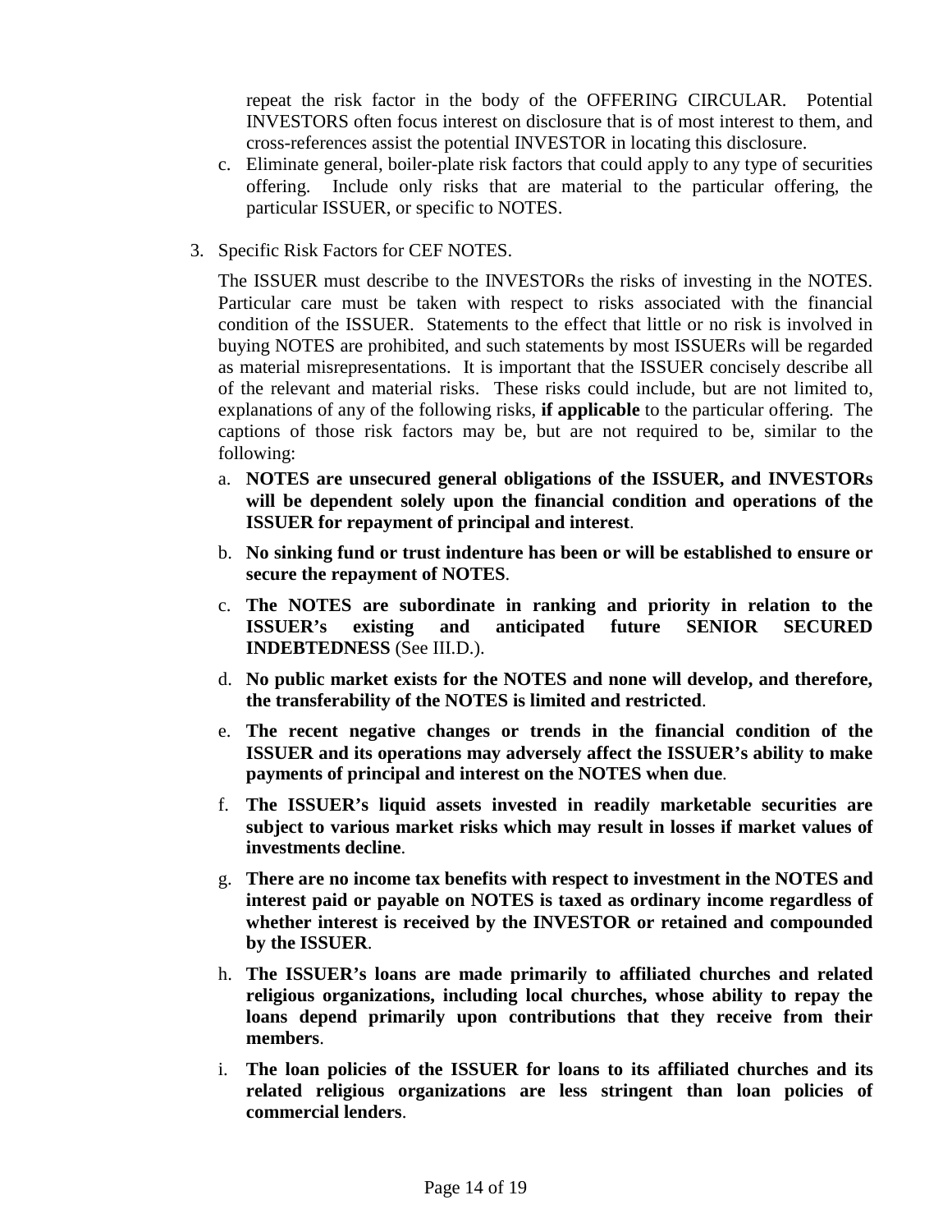repeat the risk factor in the body of the OFFERING CIRCULAR. Potential INVESTORS often focus interest on disclosure that is of most interest to them, and cross-references assist the potential INVESTOR in locating this disclosure.

c. Eliminate general, boiler-plate risk factors that could apply to any type of securities offering. Include only risks that are material to the particular offering, the particular ISSUER, or specific to NOTES.

3. Specific Risk Factors for CEF NOTES.

   The ISSUER must describe to the INVESTORs the risks of investing in the NOTES. Particular care must be taken with respect to risks associated with the financial condition of the ISSUER. Statements to the effect that little or no risk is involved in buying NOTES are prohibited, and such statements by most ISSUERs will be regarded as material misrepresentations. It is important that the ISSUER concisely describe all of the relevant and material risks. These risks could include, but are not limited to, explanations of any of the following risks, **if applicable** to the particular offering. The captions of those risk factors may be, but are not required to be, similar to the following:

   a. **NOTES are unsecured general obligations of the ISSUER, and INVESTORs will be dependent solely upon the financial condition and operations of the ISSUER for repayment of principal and interest**.

   b. **No sinking fund or trust indenture has been or will be established to ensure or secure the repayment of NOTES**.

   c. **The NOTES are subordinate in ranking and priority in relation to the ISSUER's existing and anticipated future SENIOR SECURED INDEBTEDNESS** (See III.D.).

   d. **No public market exists for the NOTES and none will develop, and therefore, the transferability of the NOTES is limited and restricted**.

   e. **The recent negative changes or trends in the financial condition of the ISSUER and its operations may adversely affect the ISSUER's ability to make payments of principal and interest on the NOTES when due**.

   f. **The ISSUER's liquid assets invested in readily marketable securities are subject to various market risks which may result in losses if market values of investments decline**.

   g. **There are no income tax benefits with respect to investment in the NOTES and interest paid or payable on NOTES is taxed as ordinary income regardless of whether interest is received by the INVESTOR or retained and compounded by the ISSUER**.

   h. **The ISSUER's loans are made primarily to affiliated churches and related religious organizations, including local churches, whose ability to repay the loans depend primarily upon contributions that they receive from their members**.

   i. **The loan policies of the ISSUER for loans to its affiliated churches and its related religious organizations are less stringent than loan policies of commercial lenders**.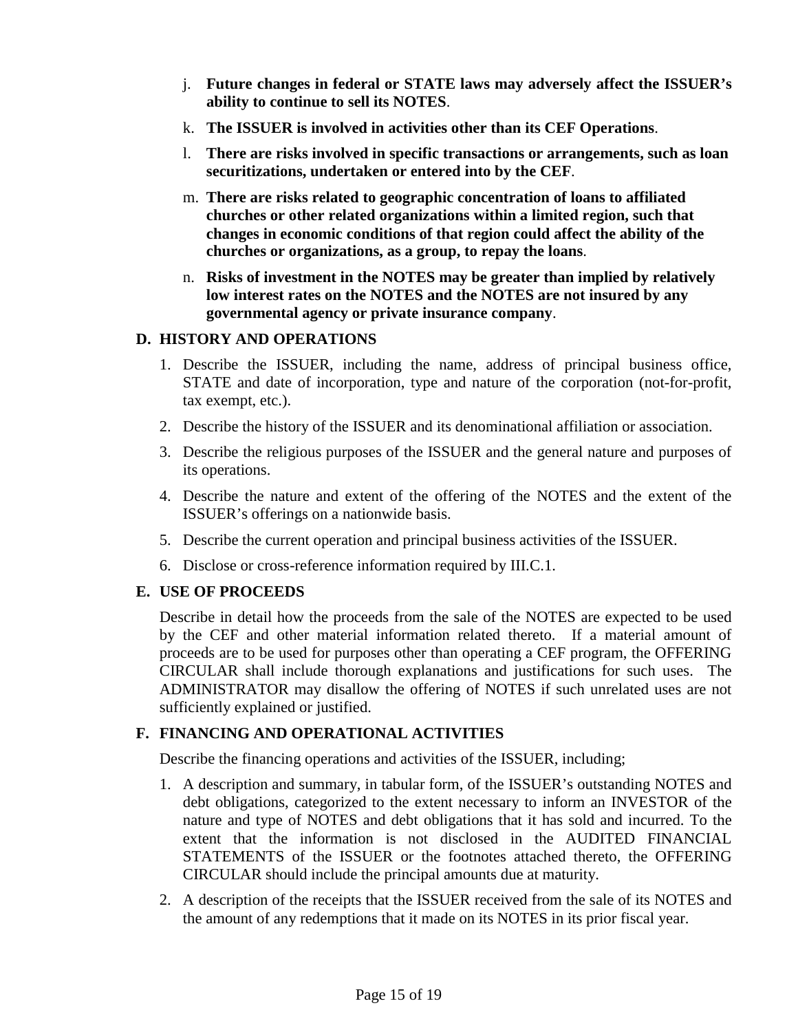j. **Future changes in federal or STATE laws may adversely affect the ISSUER's ability to continue to sell its NOTES**.

k. **The ISSUER is involved in activities other than its CEF Operations**.

l. **There are risks involved in specific transactions or arrangements, such as loan securitizations, undertaken or entered into by the CEF**.

m. **There are risks related to geographic concentration of loans to affiliated churches or other related organizations within a limited region, such that changes in economic conditions of that region could affect the ability of the churches or organizations, as a group, to repay the loans**.

n. **Risks of investment in the NOTES may be greater than implied by relatively low interest rates on the NOTES and the NOTES are not insured by any governmental agency or private insurance company**.

## D. HISTORY AND OPERATIONS

1. Describe the ISSUER, including the name, address of principal business office, STATE and date of incorporation, type and nature of the corporation (not-for-profit, tax exempt, etc.).
2. Describe the history of the ISSUER and its denominational affiliation or association.
3. Describe the religious purposes of the ISSUER and the general nature and purposes of its operations.
4. Describe the nature and extent of the offering of the NOTES and the extent of the ISSUER's offerings on a nationwide basis.
5. Describe the current operation and principal business activities of the ISSUER.
6. Disclose or cross-reference information required by III.C.1.

## E. USE OF PROCEEDS

Describe in detail how the proceeds from the sale of the NOTES are expected to be used by the CEF and other material information related thereto. If a material amount of proceeds are to be used for purposes other than operating a CEF program, the OFFERING CIRCULAR shall include thorough explanations and justifications for such uses. The ADMINISTRATOR may disallow the offering of NOTES if such unrelated uses are not sufficiently explained or justified.

## F. FINANCING AND OPERATIONAL ACTIVITIES

Describe the financing operations and activities of the ISSUER, including;

1. A description and summary, in tabular form, of the ISSUER's outstanding NOTES and debt obligations, categorized to the extent necessary to inform an INVESTOR of the nature and type of NOTES and debt obligations that it has sold and incurred. To the extent that the information is not disclosed in the AUDITED FINANCIAL STATEMENTS of the ISSUER or the footnotes attached thereto, the OFFERING CIRCULAR should include the principal amounts due at maturity.
2. A description of the receipts that the ISSUER received from the sale of its NOTES and the amount of any redemptions that it made on its NOTES in its prior fiscal year.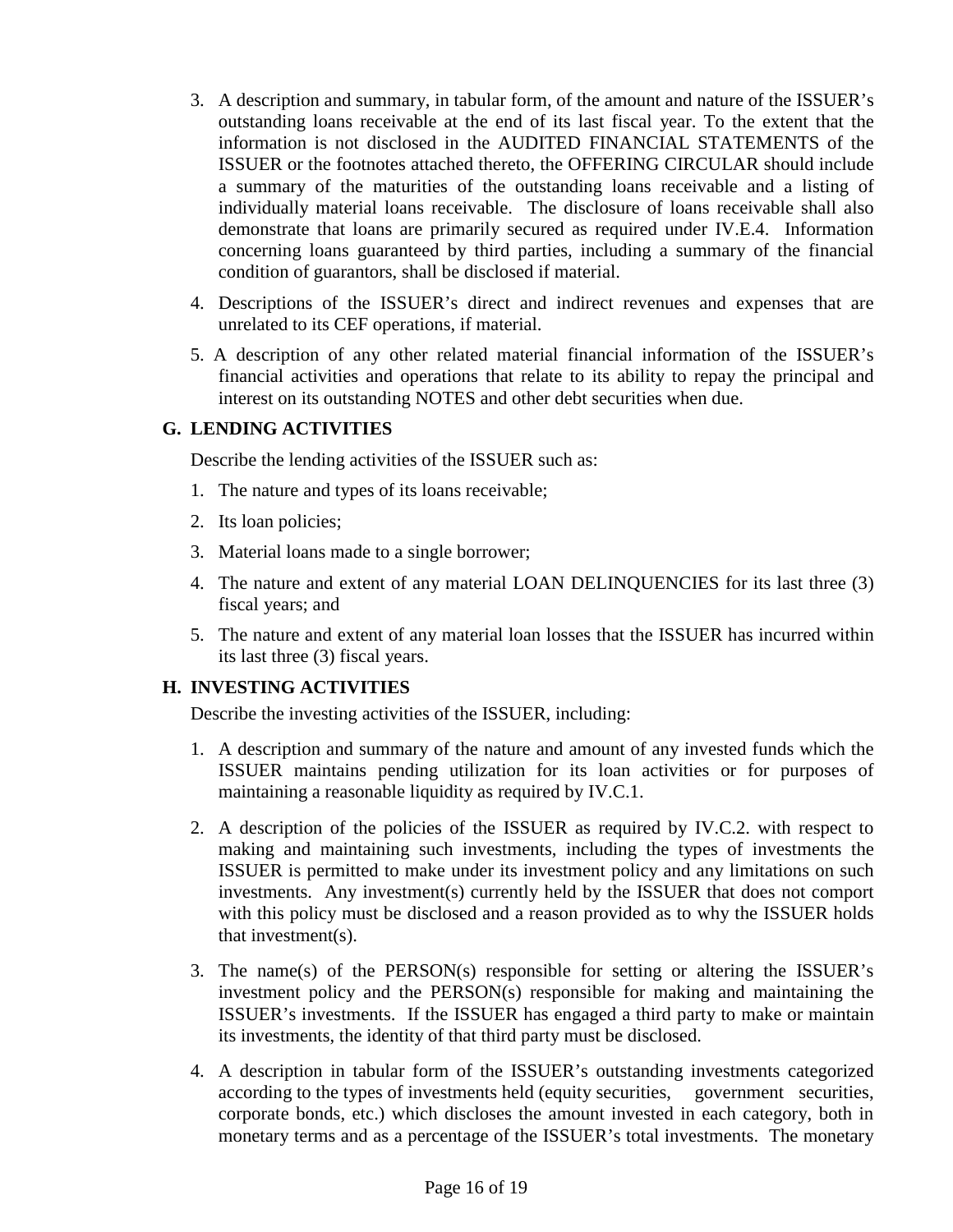3. A description and summary, in tabular form, of the amount and nature of the ISSUER's outstanding loans receivable at the end of its last fiscal year. To the extent that the information is not disclosed in the AUDITED FINANCIAL STATEMENTS of the ISSUER or the footnotes attached thereto, the OFFERING CIRCULAR should include a summary of the maturities of the outstanding loans receivable and a listing of individually material loans receivable. The disclosure of loans receivable shall also demonstrate that loans are primarily secured as required under IV.E.4. Information concerning loans guaranteed by third parties, including a summary of the financial condition of guarantors, shall be disclosed if material.

4. Descriptions of the ISSUER's direct and indirect revenues and expenses that are unrelated to its CEF operations, if material.

5. A description of any other related material financial information of the ISSUER's financial activities and operations that relate to its ability to repay the principal and interest on its outstanding NOTES and other debt securities when due.

## G. LENDING ACTIVITIES

Describe the lending activities of the ISSUER such as:

1. The nature and types of its loans receivable;
2. Its loan policies;
3. Material loans made to a single borrower;
4. The nature and extent of any material LOAN DELINQUENCIES for its last three (3) fiscal years; and
5. The nature and extent of any material loan losses that the ISSUER has incurred within its last three (3) fiscal years.

## H. INVESTING ACTIVITIES

Describe the investing activities of the ISSUER, including:

1. A description and summary of the nature and amount of any invested funds which the ISSUER maintains pending utilization for its loan activities or for purposes of maintaining a reasonable liquidity as required by IV.C.1.

2. A description of the policies of the ISSUER as required by IV.C.2. with respect to making and maintaining such investments, including the types of investments the ISSUER is permitted to make under its investment policy and any limitations on such investments. Any investment(s) currently held by the ISSUER that does not comport with this policy must be disclosed and a reason provided as to why the ISSUER holds that investment(s).

3. The name(s) of the PERSON(s) responsible for setting or altering the ISSUER's investment policy and the PERSON(s) responsible for making and maintaining the ISSUER's investments. If the ISSUER has engaged a third party to make or maintain its investments, the identity of that third party must be disclosed.

4. A description in tabular form of the ISSUER's outstanding investments categorized according to the types of investments held (equity securities, government securities, corporate bonds, etc.) which discloses the amount invested in each category, both in monetary terms and as a percentage of the ISSUER's total investments. The monetary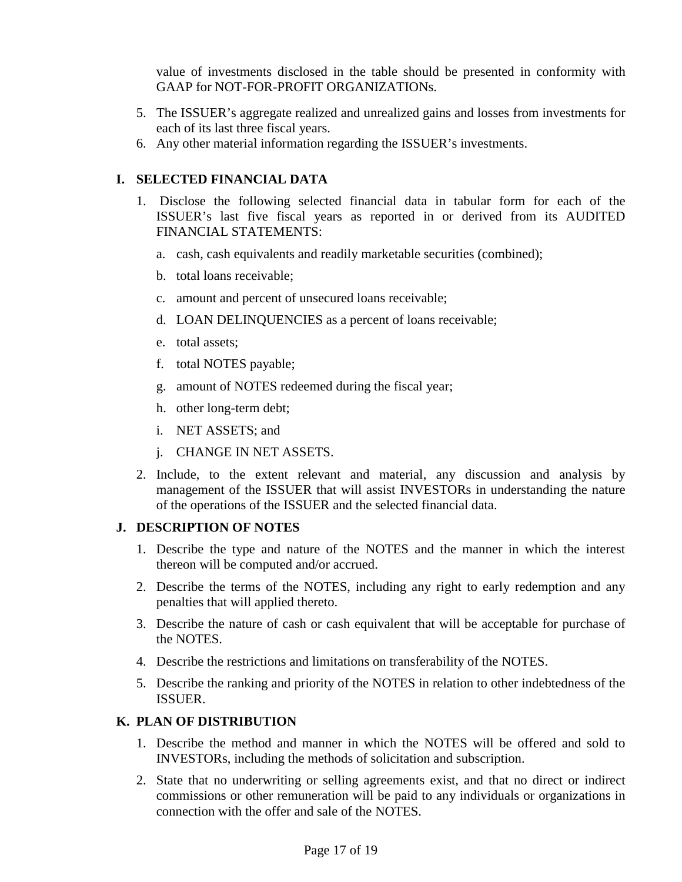value of investments disclosed in the table should be presented in conformity with GAAP for NOT-FOR-PROFIT ORGANIZATIONs.

5. The ISSUER's aggregate realized and unrealized gains and losses from investments for each of its last three fiscal years.
6. Any other material information regarding the ISSUER's investments.

## I. SELECTED FINANCIAL DATA

1. Disclose the following selected financial data in tabular form for each of the ISSUER's last five fiscal years as reported in or derived from its AUDITED FINANCIAL STATEMENTS:

   a. cash, cash equivalents and readily marketable securities (combined);

   b. total loans receivable;

   c. amount and percent of unsecured loans receivable;

   d. LOAN DELINQUENCIES as a percent of loans receivable;

   e. total assets;

   f. total NOTES payable;

   g. amount of NOTES redeemed during the fiscal year;

   h. other long-term debt;

   i. NET ASSETS; and

   j. CHANGE IN NET ASSETS.

2. Include, to the extent relevant and material, any discussion and analysis by management of the ISSUER that will assist INVESTORs in understanding the nature of the operations of the ISSUER and the selected financial data.

## J. DESCRIPTION OF NOTES

1. Describe the type and nature of the NOTES and the manner in which the interest thereon will be computed and/or accrued.
2. Describe the terms of the NOTES, including any right to early redemption and any penalties that will applied thereto.
3. Describe the nature of cash or cash equivalent that will be acceptable for purchase of the NOTES.
4. Describe the restrictions and limitations on transferability of the NOTES.
5. Describe the ranking and priority of the NOTES in relation to other indebtedness of the ISSUER.

## K. PLAN OF DISTRIBUTION

1. Describe the method and manner in which the NOTES will be offered and sold to INVESTORs, including the methods of solicitation and subscription.
2. State that no underwriting or selling agreements exist, and that no direct or indirect commissions or other remuneration will be paid to any individuals or organizations in connection with the offer and sale of the NOTES.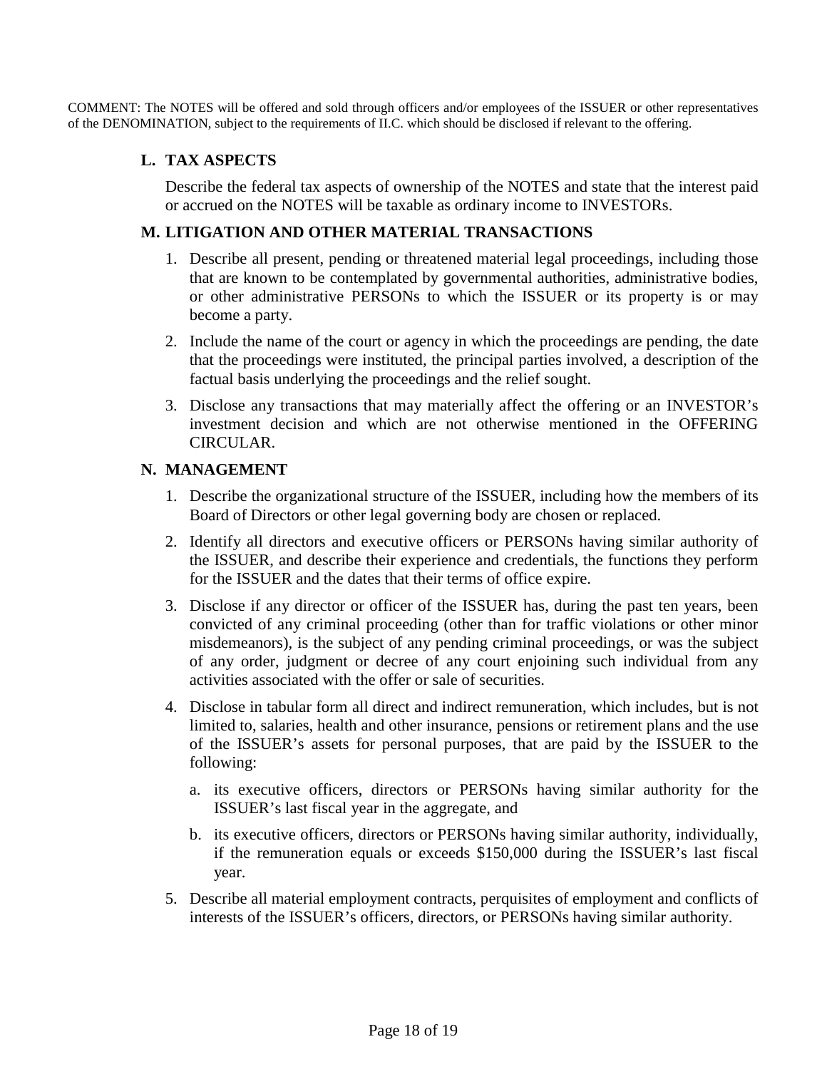COMMENT: The NOTES will be offered and sold through officers and/or employees of the ISSUER or other representatives of the DENOMINATION, subject to the requirements of II.C. which should be disclosed if relevant to the offering.

## L. TAX ASPECTS

Describe the federal tax aspects of ownership of the NOTES and state that the interest paid or accrued on the NOTES will be taxable as ordinary income to INVESTORs.

## M. LITIGATION AND OTHER MATERIAL TRANSACTIONS

1. Describe all present, pending or threatened material legal proceedings, including those that are known to be contemplated by governmental authorities, administrative bodies, or other administrative PERSONs to which the ISSUER or its property is or may become a party.
2. Include the name of the court or agency in which the proceedings are pending, the date that the proceedings were instituted, the principal parties involved, a description of the factual basis underlying the proceedings and the relief sought.
3. Disclose any transactions that may materially affect the offering or an INVESTOR's investment decision and which are not otherwise mentioned in the OFFERING CIRCULAR.

## N. MANAGEMENT

1. Describe the organizational structure of the ISSUER, including how the members of its Board of Directors or other legal governing body are chosen or replaced.
2. Identify all directors and executive officers or PERSONs having similar authority of the ISSUER, and describe their experience and credentials, the functions they perform for the ISSUER and the dates that their terms of office expire.
3. Disclose if any director or officer of the ISSUER has, during the past ten years, been convicted of any criminal proceeding (other than for traffic violations or other minor misdemeanors), is the subject of any pending criminal proceedings, or was the subject of any order, judgment or decree of any court enjoining such individual from any activities associated with the offer or sale of securities.
4. Disclose in tabular form all direct and indirect remuneration, which includes, but is not limited to, salaries, health and other insurance, pensions or retirement plans and the use of the ISSUER's assets for personal purposes, that are paid by the ISSUER to the following:
   a. its executive officers, directors or PERSONs having similar authority for the ISSUER's last fiscal year in the aggregate, and
   b. its executive officers, directors or PERSONs having similar authority, individually, if the remuneration equals or exceeds $150,000 during the ISSUER's last fiscal year.
5. Describe all material employment contracts, perquisites of employment and conflicts of interests of the ISSUER's officers, directors, or PERSONs having similar authority.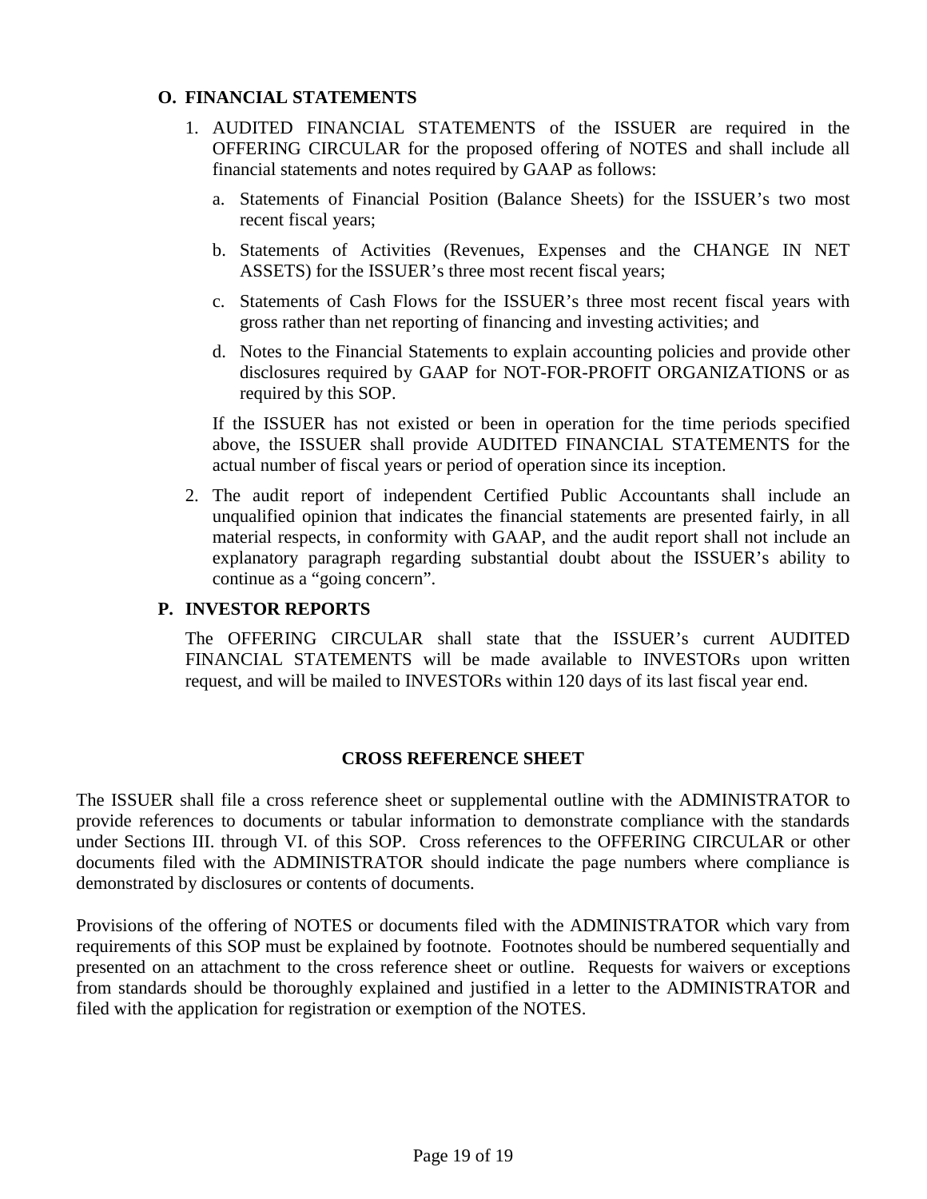### O. FINANCIAL STATEMENTS

1. AUDITED FINANCIAL STATEMENTS of the ISSUER are required in the OFFERING CIRCULAR for the proposed offering of NOTES and shall include all financial statements and notes required by GAAP as follows:

   a. Statements of Financial Position (Balance Sheets) for the ISSUER's two most recent fiscal years;

   b. Statements of Activities (Revenues, Expenses and the CHANGE IN NET ASSETS) for the ISSUER's three most recent fiscal years;

   c. Statements of Cash Flows for the ISSUER's three most recent fiscal years with gross rather than net reporting of financing and investing activities; and

   d. Notes to the Financial Statements to explain accounting policies and provide other disclosures required by GAAP for NOT-FOR-PROFIT ORGANIZATIONS or as required by this SOP.

   If the ISSUER has not existed or been in operation for the time periods specified above, the ISSUER shall provide AUDITED FINANCIAL STATEMENTS for the actual number of fiscal years or period of operation since its inception.

2. The audit report of independent Certified Public Accountants shall include an unqualified opinion that indicates the financial statements are presented fairly, in all material respects, in conformity with GAAP, and the audit report shall not include an explanatory paragraph regarding substantial doubt about the ISSUER's ability to continue as a "going concern".

### P. INVESTOR REPORTS

The OFFERING CIRCULAR shall state that the ISSUER's current AUDITED FINANCIAL STATEMENTS will be made available to INVESTORs upon written request, and will be mailed to INVESTORs within 120 days of its last fiscal year end.

## CROSS REFERENCE SHEET

The ISSUER shall file a cross reference sheet or supplemental outline with the ADMINISTRATOR to provide references to documents or tabular information to demonstrate compliance with the standards under Sections III. through VI. of this SOP. Cross references to the OFFERING CIRCULAR or other documents filed with the ADMINISTRATOR should indicate the page numbers where compliance is demonstrated by disclosures or contents of documents.

Provisions of the offering of NOTES or documents filed with the ADMINISTRATOR which vary from requirements of this SOP must be explained by footnote. Footnotes should be numbered sequentially and presented on an attachment to the cross reference sheet or outline. Requests for waivers or exceptions from standards should be thoroughly explained and justified in a letter to the ADMINISTRATOR and filed with the application for registration or exemption of the NOTES.